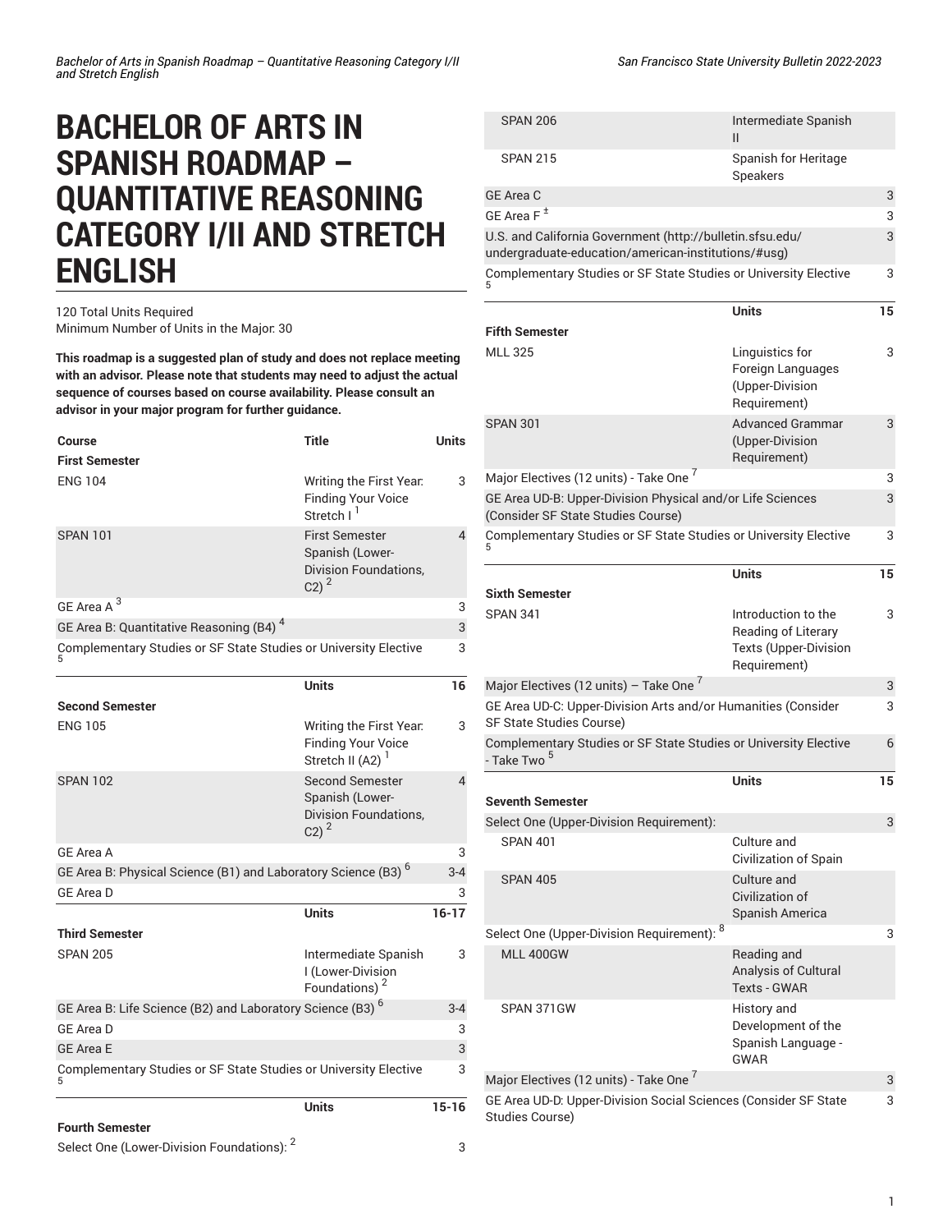# BACHELOR OF ARTS IN SPANISH ROADMAP – QUANTITATIVE REASONING CATEGORY I/II AND STRETCH ENGLISH

120 Total Units Required
Minimum Number of Units in the Major: 30

**This roadmap is a suggested plan of study and does not replace meeting with an advisor. Please note that students may need to adjust the actual sequence of courses based on course availability. Please consult an advisor in your major program for further guidance.**

| Course | Title | Units |
| --- | --- | --- |
| **First Semester** | | |
| ENG 104 | Writing the First Year: Finding Your Voice Stretch I [1] | 3 |
| SPAN 101 | First Semester Spanish (Lower-Division Foundations, C2) [2] | 4 |
| GE Area A [3] | | 3 |
| GE Area B: Quantitative Reasoning (B4) [4] | | 3 |
| Complementary Studies or SF State Studies or University Elective [5] | | 3 |
| | Units | 16 |
| **Second Semester** | | |
| ENG 105 | Writing the First Year: Finding Your Voice Stretch II (A2) [1] | 3 |
| SPAN 102 | Second Semester Spanish (Lower-Division Foundations, C2) [2] | 4 |
| GE Area A | | 3 |
| GE Area B: Physical Science (B1) and Laboratory Science (B3) [6] | | 3-4 |
| GE Area D | | 3 |
| | Units | 16-17 |
| **Third Semester** | | |
| SPAN 205 | Intermediate Spanish I (Lower-Division Foundations) [2] | 3 |
| GE Area B: Life Science (B2) and Laboratory Science (B3) [6] | | 3-4 |
| GE Area D | | 3 |
| GE Area E | | 3 |
| Complementary Studies or SF State Studies or University Elective [5] | | 3 |
| | Units | 15-16 |
| **Fourth Semester** | | |
| Select One (Lower-Division Foundations): [2] | | 3 |
| SPAN 206 | Intermediate Spanish II | |
| SPAN 215 | Spanish for Heritage Speakers | |
| GE Area C | | 3 |
| GE Area F [±] | | 3 |
| U.S. and California Government (http://bulletin.sfsu.edu/undergraduate-education/american-institutions/#usg) | | 3 |
| Complementary Studies or SF State Studies or University Elective [5] | | 3 |
| | Units | 15 |
| **Fifth Semester** | | |
| MLL 325 | Linguistics for Foreign Languages (Upper-Division Requirement) | 3 |
| SPAN 301 | Advanced Grammar (Upper-Division Requirement) | 3 |
| Major Electives (12 units) - Take One [7] | | 3 |
| GE Area UD-B: Upper-Division Physical and/or Life Sciences (Consider SF State Studies Course) | | 3 |
| Complementary Studies or SF State Studies or University Elective [5] | | 3 |
| | Units | 15 |
| **Sixth Semester** | | |
| SPAN 341 | Introduction to the Reading of Literary Texts (Upper-Division Requirement) | 3 |
| Major Electives (12 units) – Take One [7] | | 3 |
| GE Area UD-C: Upper-Division Arts and/or Humanities (Consider SF State Studies Course) | | 3 |
| Complementary Studies or SF State Studies or University Elective - Take Two [5] | | 6 |
| | Units | 15 |
| **Seventh Semester** | | |
| Select One (Upper-Division Requirement): | | 3 |
| SPAN 401 | Culture and Civilization of Spain | |
| SPAN 405 | Culture and Civilization of Spanish America | |
| Select One (Upper-Division Requirement): [8] | | 3 |
| MLL 400GW | Reading and Analysis of Cultural Texts - GWAR | |
| SPAN 371GW | History and Development of the Spanish Language - GWAR | |
| Major Electives (12 units) - Take One [7] | | 3 |
| GE Area UD-D: Upper-Division Social Sciences (Consider SF State Studies Course) | | 3 |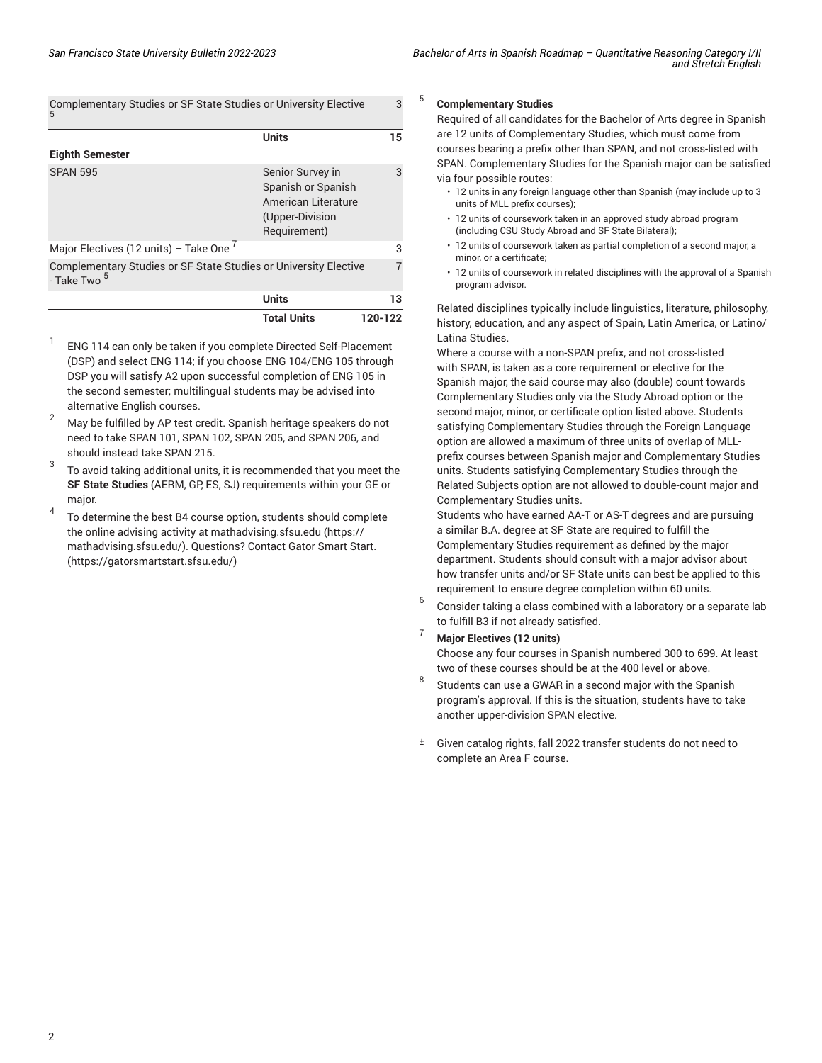| | | |
|---|---|---|
| Complementary Studies or SF State Studies or University Elective [5] | | 3 |
| | **Units** | **15** |
| **Eighth Semester** | | |
| SPAN 595 | Senior Survey in Spanish or Spanish American Literature (Upper-Division Requirement) | 3 |
| Major Electives (12 units) – Take One [7] | | 3 |
| Complementary Studies or SF State Studies or University Elective - Take Two [5] | | 7 |
| | **Units** | **13** |
| | **Total Units** | **120-122** |

1. ENG 114 can only be taken if you complete Directed Self-Placement (DSP) and select ENG 114; if you choose ENG 104/ENG 105 through DSP you will satisfy A2 upon successful completion of ENG 105 in the second semester; multilingual students may be advised into alternative English courses.
2. May be fulfilled by AP test credit. Spanish heritage speakers do not need to take SPAN 101, SPAN 102, SPAN 205, and SPAN 206, and should instead take SPAN 215.
3. To avoid taking additional units, it is recommended that you meet the **SF State Studies** (AERM, GP, ES, SJ) requirements within your GE or major.
4. To determine the best B4 course option, students should complete the online advising activity at mathadvising.sfsu.edu (https://mathadvising.sfsu.edu/). Questions? Contact Gator Smart Start. (https://gatorsmartstart.sfsu.edu/)
5. **Complementary Studies**

   Required of all candidates for the Bachelor of Arts degree in Spanish are 12 units of Complementary Studies, which must come from courses bearing a prefix other than SPAN, and not cross-listed with SPAN. Complementary Studies for the Spanish major can be satisfied via four possible routes:

   - 12 units in any foreign language other than Spanish (may include up to 3 units of MLL prefix courses);
   - 12 units of coursework taken in an approved study abroad program (including CSU Study Abroad and SF State Bilateral);
   - 12 units of coursework taken as partial completion of a second major, a minor, or a certificate;
   - 12 units of coursework in related disciplines with the approval of a Spanish program advisor.

   Related disciplines typically include linguistics, literature, philosophy, history, education, and any aspect of Spain, Latin America, or Latino/Latina Studies.

   Where a course with a non-SPAN prefix, and not cross-listed with SPAN, is taken as a core requirement or elective for the Spanish major, the said course may also (double) count towards Complementary Studies only via the Study Abroad option or the second major, minor, or certificate option listed above. Students satisfying Complementary Studies through the Foreign Language option are allowed a maximum of three units of overlap of MLL-prefix courses between Spanish major and Complementary Studies units. Students satisfying Complementary Studies through the Related Subjects option are not allowed to double-count major and Complementary Studies units.

   Students who have earned AA-T or AS-T degrees and are pursuing a similar B.A. degree at SF State are required to fulfill the Complementary Studies requirement as defined by the major department. Students should consult with a major advisor about how transfer units and/or SF State units can best be applied to this requirement to ensure degree completion within 60 units.
6. Consider taking a class combined with a laboratory or a separate lab to fulfill B3 if not already satisfied.
7. **Major Electives (12 units)**

   Choose any four courses in Spanish numbered 300 to 699. At least two of these courses should be at the 400 level or above.
8. Students can use a GWAR in a second major with the Spanish program's approval. If this is the situation, students have to take another upper-division SPAN elective.

± Given catalog rights, fall 2022 transfer students do not need to complete an Area F course.